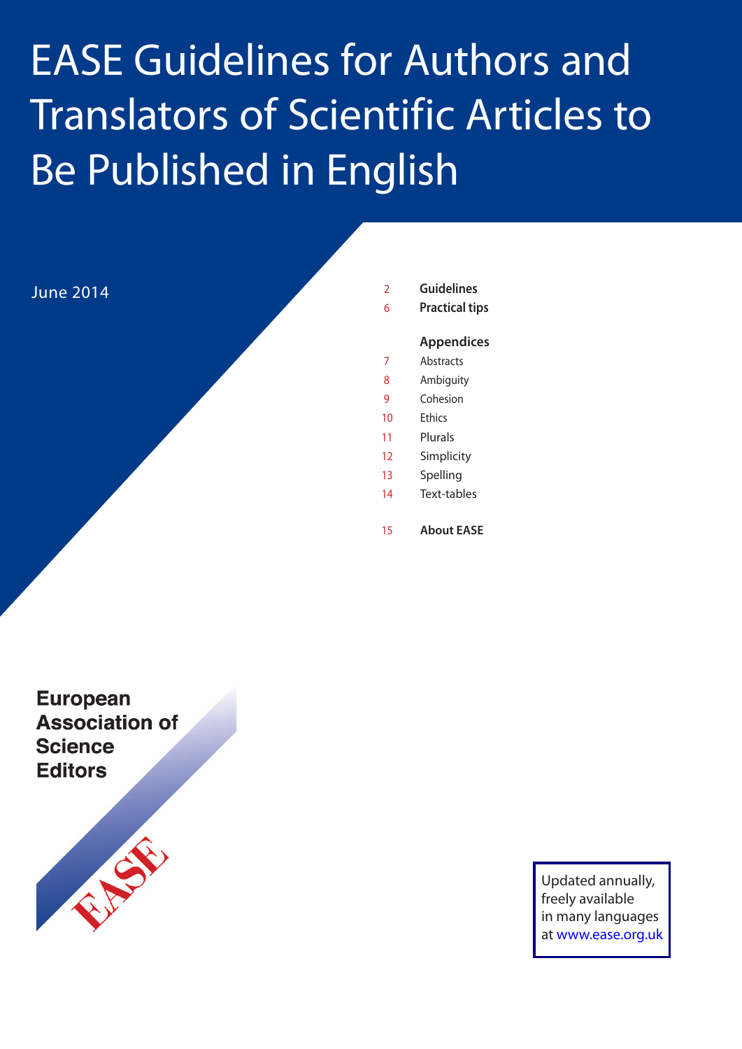# EASE Guidelines for Authors and Translators of Scientific Articles to Be Published in English

June 2014

| | |
|---|---|
| 2 | **Guidelines** |
| 6 | **Practical tips** |
| | **Appendices** |
| 7 | Abstracts |
| 8 | Ambiguity |
| 9 | Cohesion |
| 10 | Ethics |
| 11 | Plurals |
| 12 | Simplicity |
| 13 | Spelling |
| 14 | Text-tables |
| 15 | **About EASE** |

**European Association of Science Editors**

EASE

Updated annually, freely available in many languages at www.ease.org.uk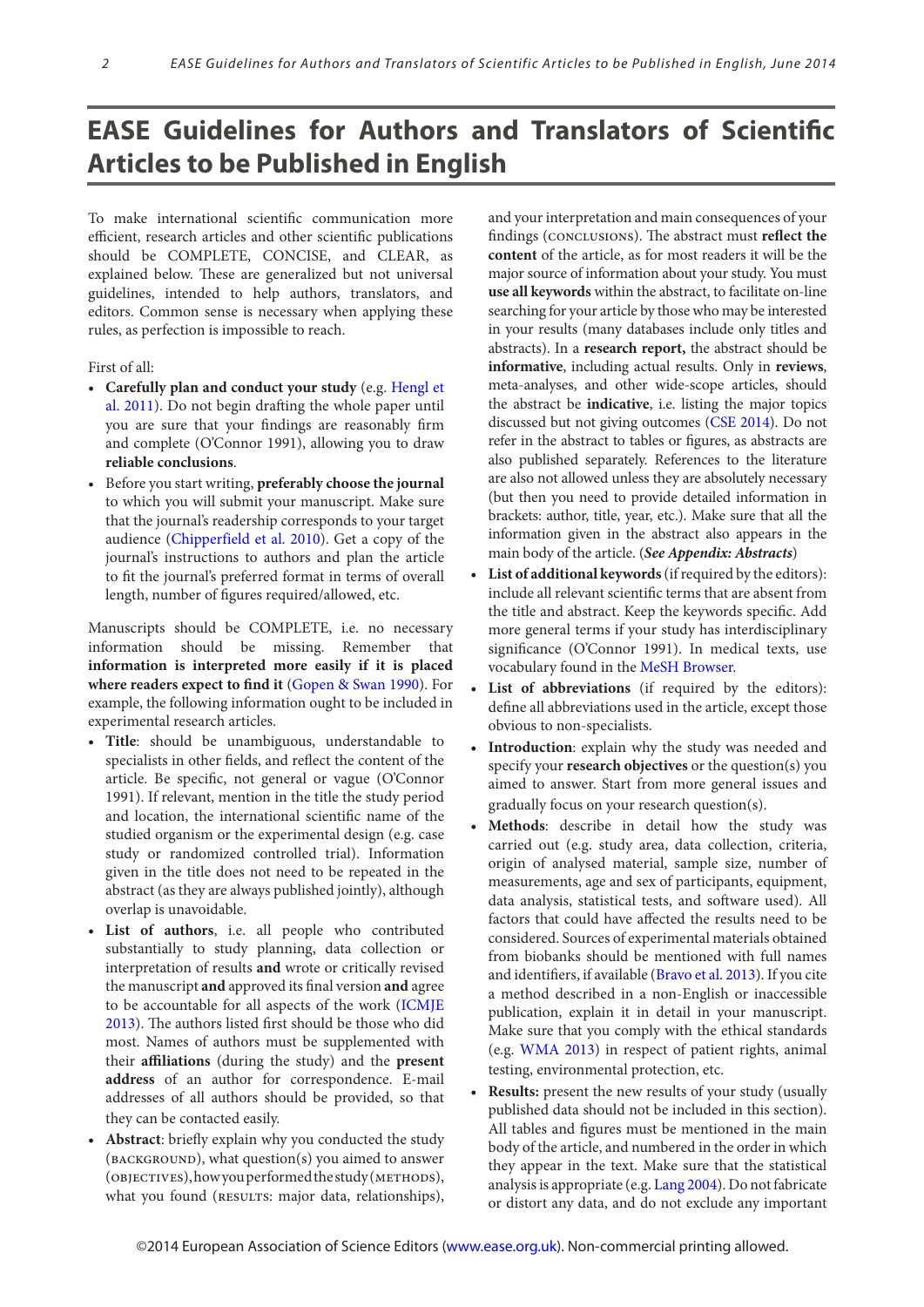# EASE Guidelines for Authors and Translators of Scientific Articles to be Published in English

To make international scientific communication more efficient, research articles and other scientific publications should be COMPLETE, CONCISE, and CLEAR, as explained below. These are generalized but not universal guidelines, intended to help authors, translators, and editors. Common sense is necessary when applying these rules, as perfection is impossible to reach.

First of all:

- **Carefully plan and conduct your study** (e.g. Hengl et al. 2011). Do not begin drafting the whole paper until you are sure that your findings are reasonably firm and complete (O'Connor 1991), allowing you to draw **reliable conclusions**.
- Before you start writing, **preferably choose the journal** to which you will submit your manuscript. Make sure that the journal's readership corresponds to your target audience (Chipperfield et al. 2010). Get a copy of the journal's instructions to authors and plan the article to fit the journal's preferred format in terms of overall length, number of figures required/allowed, etc.

Manuscripts should be COMPLETE, i.e. no necessary information should be missing. Remember that **information is interpreted more easily if it is placed where readers expect to find it** (Gopen & Swan 1990). For example, the following information ought to be included in experimental research articles.

- **Title**: should be unambiguous, understandable to specialists in other fields, and reflect the content of the article. Be specific, not general or vague (O'Connor 1991). If relevant, mention in the title the study period and location, the international scientific name of the studied organism or the experimental design (e.g. case study or randomized controlled trial). Information given in the title does not need to be repeated in the abstract (as they are always published jointly), although overlap is unavoidable.
- **List of authors**, i.e. all people who contributed substantially to study planning, data collection or interpretation of results **and** wrote or critically revised the manuscript **and** approved its final version **and** agree to be accountable for all aspects of the work (ICMJE 2013). The authors listed first should be those who did most. Names of authors must be supplemented with their **affiliations** (during the study) and the **present address** of an author for correspondence. E-mail addresses of all authors should be provided, so that they can be contacted easily.
- **Abstract**: briefly explain why you conducted the study (BACKGROUND), what question(s) you aimed to answer (OBJECTIVES), how you performed the study (METHODS), what you found (RESULTS: major data, relationships), and your interpretation and main consequences of your findings (CONCLUSIONS). The abstract must **reflect the content** of the article, as for most readers it will be the major source of information about your study. You must **use all keywords** within the abstract, to facilitate on-line searching for your article by those who may be interested in your results (many databases include only titles and abstracts). In a **research report,** the abstract should be **informative**, including actual results. Only in **reviews**, meta-analyses, and other wide-scope articles, should the abstract be **indicative**, i.e. listing the major topics discussed but not giving outcomes (CSE 2014). Do not refer in the abstract to tables or figures, as abstracts are also published separately. References to the literature are also not allowed unless they are absolutely necessary (but then you need to provide detailed information in brackets: author, title, year, etc.). Make sure that all the information given in the abstract also appears in the main body of the article. (***See Appendix: Abstracts***)
- **List of additional keywords** (if required by the editors): include all relevant scientific terms that are absent from the title and abstract. Keep the keywords specific. Add more general terms if your study has interdisciplinary significance (O'Connor 1991). In medical texts, use vocabulary found in the MeSH Browser.
- **List of abbreviations** (if required by the editors): define all abbreviations used in the article, except those obvious to non-specialists.
- **Introduction**: explain why the study was needed and specify your **research objectives** or the question(s) you aimed to answer. Start from more general issues and gradually focus on your research question(s).
- **Methods**: describe in detail how the study was carried out (e.g. study area, data collection, criteria, origin of analysed material, sample size, number of measurements, age and sex of participants, equipment, data analysis, statistical tests, and software used). All factors that could have affected the results need to be considered. Sources of experimental materials obtained from biobanks should be mentioned with full names and identifiers, if available (Bravo et al. 2013). If you cite a method described in a non-English or inaccessible publication, explain it in detail in your manuscript. Make sure that you comply with the ethical standards (e.g. WMA 2013) in respect of patient rights, animal testing, environmental protection, etc.
- **Results:** present the new results of your study (usually published data should not be included in this section). All tables and figures must be mentioned in the main body of the article, and numbered in the order in which they appear in the text. Make sure that the statistical analysis is appropriate (e.g. Lang 2004). Do not fabricate or distort any data, and do not exclude any important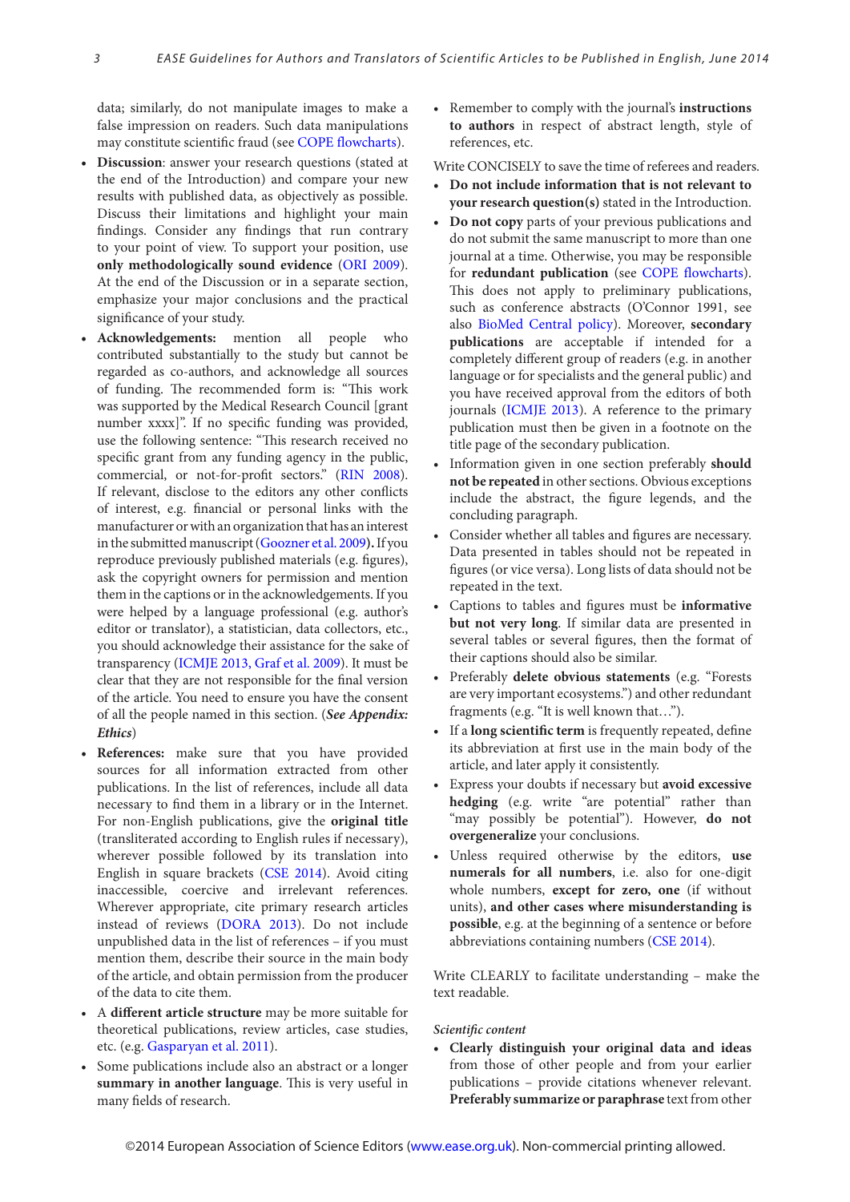data; similarly, do not manipulate images to make a false impression on readers. Such data manipulations may constitute scientific fraud (see COPE flowcharts).

- **Discussion**: answer your research questions (stated at the end of the Introduction) and compare your new results with published data, as objectively as possible. Discuss their limitations and highlight your main findings. Consider any findings that run contrary to your point of view. To support your position, use **only methodologically sound evidence** (ORI 2009). At the end of the Discussion or in a separate section, emphasize your major conclusions and the practical significance of your study.
- **Acknowledgements:** mention all people who contributed substantially to the study but cannot be regarded as co-authors, and acknowledge all sources of funding. The recommended form is: "This work was supported by the Medical Research Council [grant number xxxx]". If no specific funding was provided, use the following sentence: "This research received no specific grant from any funding agency in the public, commercial, or not-for-profit sectors." (RIN 2008). If relevant, disclose to the editors any other conflicts of interest, e.g. financial or personal links with the manufacturer or with an organization that has an interest in the submitted manuscript (Goozner et al. 2009)**.** If you reproduce previously published materials (e.g. figures), ask the copyright owners for permission and mention them in the captions or in the acknowledgements. If you were helped by a language professional (e.g. author's editor or translator), a statistician, data collectors, etc., you should acknowledge their assistance for the sake of transparency (ICMJE 2013, Graf et al. 2009). It must be clear that they are not responsible for the final version of the article. You need to ensure you have the consent of all the people named in this section. (***See Appendix: Ethics***)
- **References:** make sure that you have provided sources for all information extracted from other publications. In the list of references, include all data necessary to find them in a library or in the Internet. For non-English publications, give the **original title** (transliterated according to English rules if necessary), wherever possible followed by its translation into English in square brackets (CSE 2014). Avoid citing inaccessible, coercive and irrelevant references. Wherever appropriate, cite primary research articles instead of reviews (DORA 2013). Do not include unpublished data in the list of references – if you must mention them, describe their source in the main body of the article, and obtain permission from the producer of the data to cite them.
- A **different article structure** may be more suitable for theoretical publications, review articles, case studies, etc. (e.g. Gasparyan et al. 2011).
- Some publications include also an abstract or a longer **summary in another language**. This is very useful in many fields of research.
- Remember to comply with the journal's **instructions to authors** in respect of abstract length, style of references, etc.

Write CONCISELY to save the time of referees and readers.

- **Do not include information that is not relevant to your research question(s)** stated in the Introduction.
- **Do not copy** parts of your previous publications and do not submit the same manuscript to more than one journal at a time. Otherwise, you may be responsible for **redundant publication** (see COPE flowcharts). This does not apply to preliminary publications, such as conference abstracts (O'Connor 1991, see also BioMed Central policy). Moreover, **secondary publications** are acceptable if intended for a completely different group of readers (e.g. in another language or for specialists and the general public) and you have received approval from the editors of both journals (ICMJE 2013). A reference to the primary publication must then be given in a footnote on the title page of the secondary publication.
- Information given in one section preferably **should not be repeated** in other sections. Obvious exceptions include the abstract, the figure legends, and the concluding paragraph.
- Consider whether all tables and figures are necessary. Data presented in tables should not be repeated in figures (or vice versa). Long lists of data should not be repeated in the text.
- Captions to tables and figures must be **informative but not very long**. If similar data are presented in several tables or several figures, then the format of their captions should also be similar.
- Preferably **delete obvious statements** (e.g. "Forests are very important ecosystems.") and other redundant fragments (e.g. "It is well known that…").
- If a **long scientific term** is frequently repeated, define its abbreviation at first use in the main body of the article, and later apply it consistently.
- Express your doubts if necessary but **avoid excessive hedging** (e.g. write "are potential" rather than "may possibly be potential"). However, **do not overgeneralize** your conclusions.
- Unless required otherwise by the editors, **use numerals for all numbers**, i.e. also for one-digit whole numbers, **except for zero, one** (if without units), **and other cases where misunderstanding is possible**, e.g. at the beginning of a sentence or before abbreviations containing numbers (CSE 2014).

Write CLEARLY to facilitate understanding – make the text readable.

*Scientific content*

- **Clearly distinguish your original data and ideas** from those of other people and from your earlier publications – provide citations whenever relevant. **Preferably summarize or paraphrase** text from other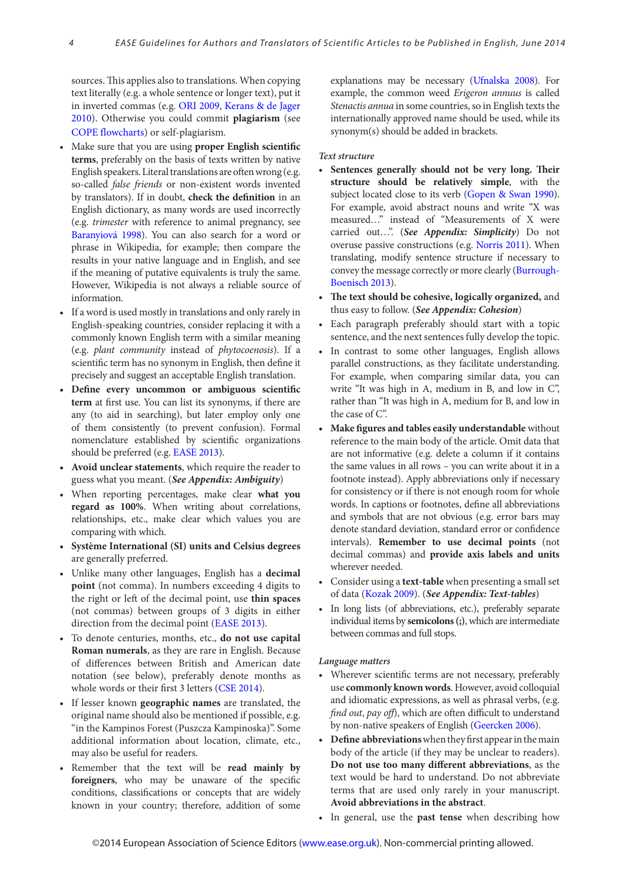sources. This applies also to translations. When copying text literally (e.g. a whole sentence or longer text), put it in inverted commas (e.g. ORI 2009, Kerans & de Jager 2010). Otherwise you could commit **plagiarism** (see COPE flowcharts) or self-plagiarism.

- Make sure that you are using **proper English scientific terms**, preferably on the basis of texts written by native English speakers. Literal translations are often wrong (e.g. so-called *false friends* or non-existent words invented by translators). If in doubt, **check the definition** in an English dictionary, as many words are used incorrectly (e.g. *trimester* with reference to animal pregnancy, see Baranyiová 1998). You can also search for a word or phrase in Wikipedia, for example; then compare the results in your native language and in English, and see if the meaning of putative equivalents is truly the same. However, Wikipedia is not always a reliable source of information.
- If a word is used mostly in translations and only rarely in English-speaking countries, consider replacing it with a commonly known English term with a similar meaning (e.g. *plant community* instead of *phytocoenosis*). If a scientific term has no synonym in English, then define it precisely and suggest an acceptable English translation.
- **Define every uncommon or ambiguous scientific term** at first use. You can list its synonyms, if there are any (to aid in searching), but later employ only one of them consistently (to prevent confusion). Formal nomenclature established by scientific organizations should be preferred (e.g. EASE 2013).
- **Avoid unclear statements**, which require the reader to guess what you meant. (***See Appendix: Ambiguity***)
- When reporting percentages, make clear **what you regard as 100%**. When writing about correlations, relationships, etc., make clear which values you are comparing with which.
- **Système International (SI) units and Celsius degrees** are generally preferred.
- Unlike many other languages, English has a **decimal point** (not comma). In numbers exceeding 4 digits to the right or left of the decimal point, use **thin spaces** (not commas) between groups of 3 digits in either direction from the decimal point (EASE 2013).
- To denote centuries, months, etc., **do not use capital Roman numerals**, as they are rare in English. Because of differences between British and American date notation (see below), preferably denote months as whole words or their first 3 letters (CSE 2014).
- If lesser known **geographic names** are translated, the original name should also be mentioned if possible, e.g. "in the Kampinos Forest (Puszcza Kampinoska)". Some additional information about location, climate, etc., may also be useful for readers.
- Remember that the text will be **read mainly by foreigners**, who may be unaware of the specific conditions, classifications or concepts that are widely known in your country; therefore, addition of some explanations may be necessary (Ufnalska 2008). For example, the common weed *Erigeron annuus* is called *Stenactis annua* in some countries, so in English texts the internationally approved name should be used, while its synonym(s) should be added in brackets.

*Text structure*

- **Sentences generally should not be very long. Their structure should be relatively simple**, with the subject located close to its verb (Gopen & Swan 1990). For example, avoid abstract nouns and write "X was measured…" instead of "Measurements of X were carried out…". (***See Appendix: Simplicity***) Do not overuse passive constructions (e.g. Norris 2011). When translating, modify sentence structure if necessary to convey the message correctly or more clearly (Burrough-Boenisch 2013).
- **The text should be cohesive, logically organized,** and thus easy to follow. (***See Appendix: Cohesion***)
- Each paragraph preferably should start with a topic sentence, and the next sentences fully develop the topic.
- In contrast to some other languages, English allows parallel constructions, as they facilitate understanding. For example, when comparing similar data, you can write "It was high in A, medium in B, and low in C", rather than "It was high in A, medium for B, and low in the case of C".
- **Make figures and tables easily understandable** without reference to the main body of the article. Omit data that are not informative (e.g. delete a column if it contains the same values in all rows – you can write about it in a footnote instead). Apply abbreviations only if necessary for consistency or if there is not enough room for whole words. In captions or footnotes, define all abbreviations and symbols that are not obvious (e.g. error bars may denote standard deviation, standard error or confidence intervals). **Remember to use decimal points** (not decimal commas) and **provide axis labels and units** wherever needed.
- Consider using a **text-table** when presenting a small set of data (Kozak 2009). (***See Appendix: Text-tables***)
- In long lists (of abbreviations, etc.), preferably separate individual items by **semicolons (;)**, which are intermediate between commas and full stops.

*Language matters*

- Wherever scientific terms are not necessary, preferably use **commonly known words**. However, avoid colloquial and idiomatic expressions, as well as phrasal verbs, (e.g. *find out*, *pay off*), which are often difficult to understand by non-native speakers of English (Geercken 2006).
- **Define abbreviations** when they first appear in the main body of the article (if they may be unclear to readers). **Do not use too many different abbreviations**, as the text would be hard to understand. Do not abbreviate terms that are used only rarely in your manuscript. **Avoid abbreviations in the abstract**.
- In general, use the **past tense** when describing how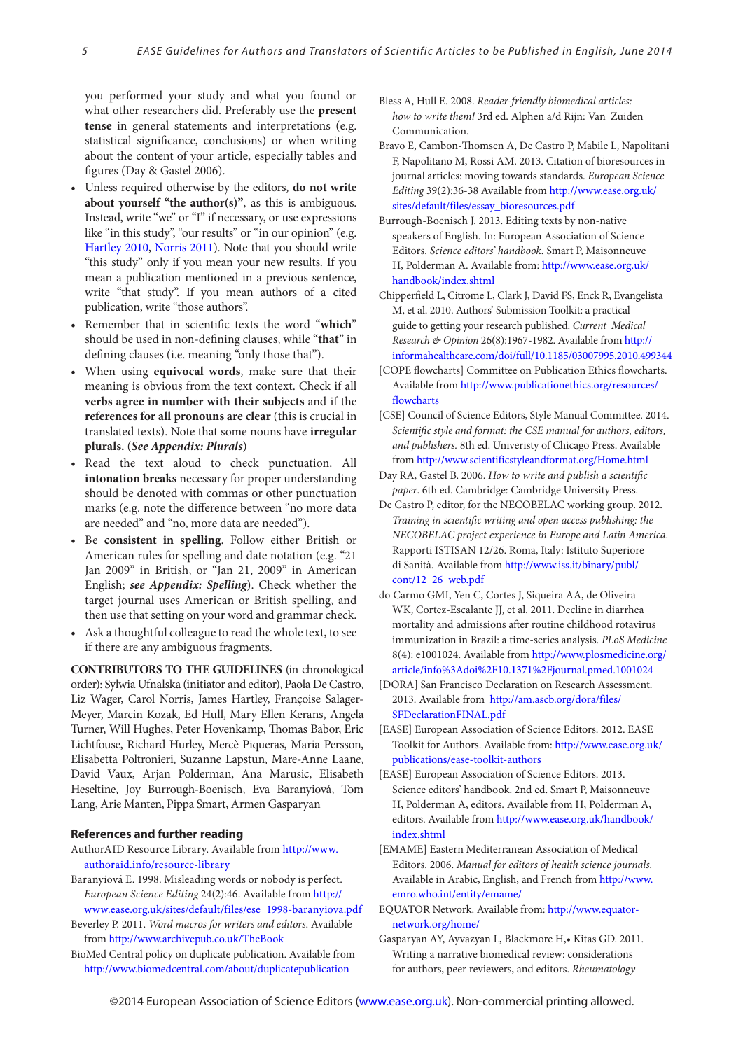you performed your study and what you found or what other researchers did. Preferably use the **present tense** in general statements and interpretations (e.g. statistical significance, conclusions) or when writing about the content of your article, especially tables and figures (Day & Gastel 2006).

- Unless required otherwise by the editors, **do not write about yourself "the author(s)"**, as this is ambiguous. Instead, write "we" or "I" if necessary, or use expressions like "in this study", "our results" or "in our opinion" (e.g. Hartley 2010, Norris 2011). Note that you should write "this study" only if you mean your new results. If you mean a publication mentioned in a previous sentence, write "that study". If you mean authors of a cited publication, write "those authors".
- Remember that in scientific texts the word "**which**" should be used in non-defining clauses, while "**that**" in defining clauses (i.e. meaning "only those that").
- When using **equivocal words**, make sure that their meaning is obvious from the text context. Check if all **verbs agree in number with their subjects** and if the **references for all pronouns are clear** (this is crucial in translated texts). Note that some nouns have **irregular plurals.** (***See Appendix: Plurals***)
- Read the text aloud to check punctuation. All **intonation breaks** necessary for proper understanding should be denoted with commas or other punctuation marks (e.g. note the difference between "no more data are needed" and "no, more data are needed").
- Be **consistent in spelling**. Follow either British or American rules for spelling and date notation (e.g. "21 Jan 2009" in British, or "Jan 21, 2009" in American English; ***see Appendix: Spelling***). Check whether the target journal uses American or British spelling, and then use that setting on your word and grammar check.
- Ask a thoughtful colleague to read the whole text, to see if there are any ambiguous fragments.

**CONTRIBUTORS TO THE GUIDELINES** (in chronological order): Sylwia Ufnalska (initiator and editor), Paola De Castro, Liz Wager, Carol Norris, James Hartley, Françoise Salager-Meyer, Marcin Kozak, Ed Hull, Mary Ellen Kerans, Angela Turner, Will Hughes, Peter Hovenkamp, Thomas Babor, Eric Lichtfouse, Richard Hurley, Mercè Piqueras, Maria Persson, Elisabetta Poltronieri, Suzanne Lapstun, Mare-Anne Laane, David Vaux, Arjan Polderman, Ana Marusic, Elisabeth Heseltine, Joy Burrough-Boenisch, Eva Baranyiová, Tom Lang, Arie Manten, Pippa Smart, Armen Gasparyan

## References and further reading

AuthorAID Resource Library. Available from http://www.authoraid.info/resource-library

Baranyiová E. 1998. Misleading words or nobody is perfect. *European Science Editing* 24(2):46. Available from http://www.ease.org.uk/sites/default/files/ese_1998-baranyiova.pdf

Beverley P. 2011. *Word macros for writers and editors.* Available from http://www.archivepub.co.uk/TheBook

BioMed Central policy on duplicate publication. Available from http://www.biomedcentral.com/about/duplicatepublication

Bless A, Hull E. 2008. *Reader-friendly biomedical articles: how to write them!* 3rd ed. Alphen a/d Rijn: Van Zuiden Communication.

Bravo E, Cambon-Thomsen A, De Castro P, Mabile L, Napolitani F, Napolitano M, Rossi AM. 2013. Citation of bioresources in journal articles: moving towards standards. *European Science Editing* 39(2):36-38 Available from http://www.ease.org.uk/sites/default/files/essay_bioresources.pdf

Burrough-Boenisch J. 2013. Editing texts by non-native speakers of English. In: European Association of Science Editors. *Science editors' handbook.* Smart P, Maisonneuve H, Polderman A. Available from: http://www.ease.org.uk/handbook/index.shtml

Chipperfield L, Citrome L, Clark J, David FS, Enck R, Evangelista M, et al. 2010. Authors' Submission Toolkit: a practical guide to getting your research published. *Current Medical Research & Opinion* 26(8):1967-1982. Available from http://informahealthcare.com/doi/full/10.1185/03007995.2010.499344

[COPE flowcharts] Committee on Publication Ethics flowcharts. Available from http://www.publicationethics.org/resources/flowcharts

[CSE] Council of Science Editors, Style Manual Committee. 2014. *Scientific style and format: the CSE manual for authors, editors, and publishers.* 8th ed. Univeristy of Chicago Press. Available from http://www.scientificstyleandformat.org/Home.html

Day RA, Gastel B. 2006. *How to write and publish a scientific paper*. 6th ed. Cambridge: Cambridge University Press.

De Castro P, editor, for the NECOBELAC working group. 2012. *Training in scientific writing and open access publishing: the NECOBELAC project experience in Europe and Latin America.* Rapporti ISTISAN 12/26. Roma, Italy: Istituto Superiore di Sanità. Available from http://www.iss.it/binary/publ/cont/12_26_web.pdf

do Carmo GMI, Yen C, Cortes J, Siqueira AA, de Oliveira WK, Cortez-Escalante JJ, et al. 2011. Decline in diarrhea mortality and admissions after routine childhood rotavirus immunization in Brazil: a time-series analysis. *PLoS Medicine* 8(4): e1001024. Available from http://www.plosmedicine.org/article/info%3Adoi%2F10.1371%2Fjournal.pmed.1001024

[DORA] San Francisco Declaration on Research Assessment. 2013. Available from http://am.ascb.org/dora/files/SFDeclarationFINAL.pdf

[EASE] European Association of Science Editors. 2012. EASE Toolkit for Authors. Available from: http://www.ease.org.uk/publications/ease-toolkit-authors

[EASE] European Association of Science Editors. 2013. Science editors' handbook. 2nd ed. Smart P, Maisonneuve H, Polderman A, editors. Available from H, Polderman A, editors. Available from http://www.ease.org.uk/handbook/index.shtml

[EMAME] Eastern Mediterranean Association of Medical Editors. 2006. *Manual for editors of health science journals.* Available in Arabic, English, and French from http://www.emro.who.int/entity/emame/

EQUATOR Network. Available from: http://www.equator-network.org/home/

Gasparyan AY, Ayvazyan L, Blackmore H,• Kitas GD. 2011. Writing a narrative biomedical review: considerations for authors, peer reviewers, and editors. *Rheumatology*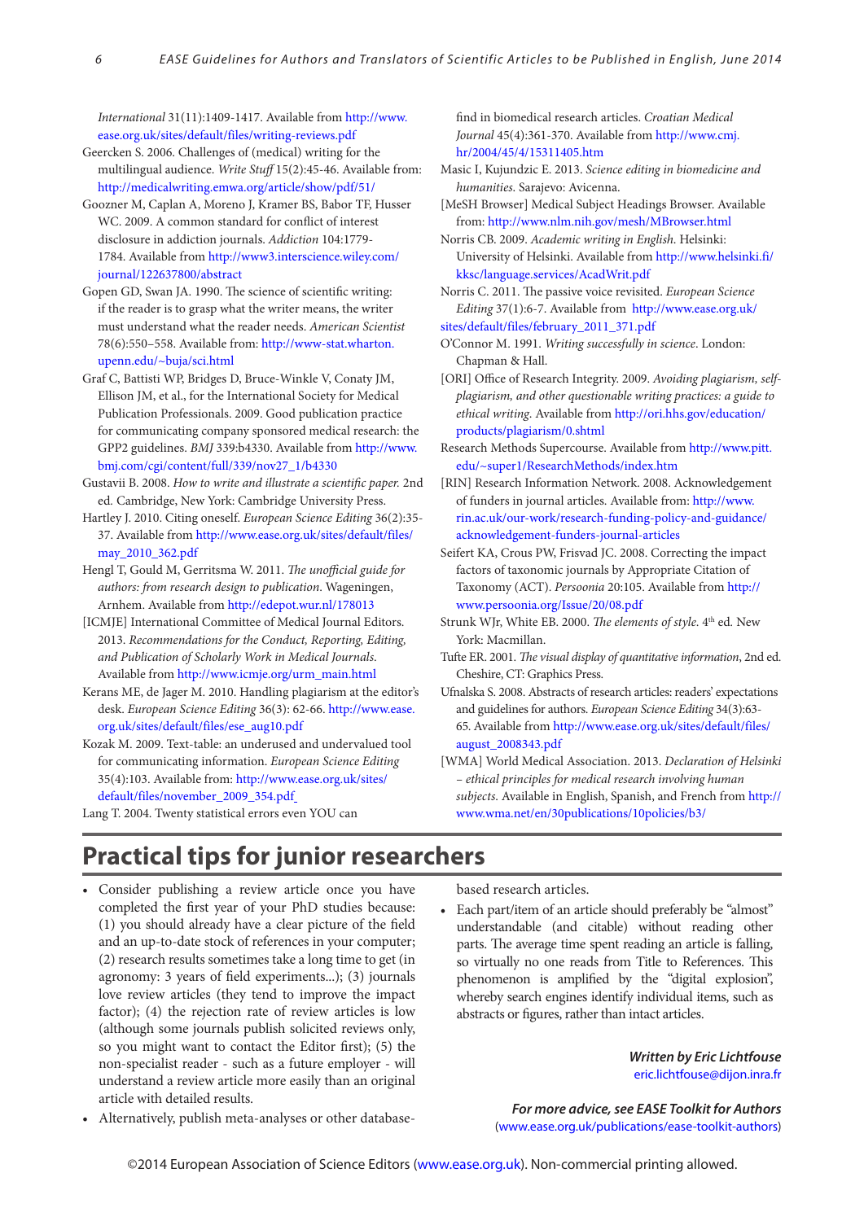*International* 31(11):1409-1417. Available from http://www.ease.org.uk/sites/default/files/writing-reviews.pdf

Geercken S. 2006. Challenges of (medical) writing for the multilingual audience. *Write Stuff* 15(2):45-46. Available from: http://medicalwriting.emwa.org/article/show/pdf/51/

Goozner M, Caplan A, Moreno J, Kramer BS, Babor TF, Husser WC. 2009. A common standard for conflict of interest disclosure in addiction journals. *Addiction* 104:1779-1784. Available from http://www3.interscience.wiley.com/journal/122637800/abstract

Gopen GD, Swan JA. 1990. The science of scientific writing: if the reader is to grasp what the writer means, the writer must understand what the reader needs. *American Scientist* 78(6):550–558. Available from: http://www-stat.wharton.upenn.edu/~buja/sci.html

Graf C, Battisti WP, Bridges D, Bruce-Winkle V, Conaty JM, Ellison JM, et al., for the International Society for Medical Publication Professionals. 2009. Good publication practice for communicating company sponsored medical research: the GPP2 guidelines. *BMJ* 339:b4330. Available from http://www.bmj.com/cgi/content/full/339/nov27_1/b4330

Gustavii B. 2008. *How to write and illustrate a scientific paper.* 2nd ed. Cambridge, New York: Cambridge University Press.

Hartley J. 2010. Citing oneself. *European Science Editing* 36(2):35-37. Available from http://www.ease.org.uk/sites/default/files/may_2010_362.pdf

Hengl T, Gould M, Gerritsma W. 2011. *The unofficial guide for authors: from research design to publication*. Wageningen, Arnhem. Available from http://edepot.wur.nl/178013

[ICMJE] International Committee of Medical Journal Editors. 2013. *Recommendations for the Conduct, Reporting, Editing, and Publication of Scholarly Work in Medical Journals*. Available from http://www.icmje.org/urm_main.html

Kerans ME, de Jager M. 2010. Handling plagiarism at the editor's desk. *European Science Editing* 36(3): 62-66. http://www.ease.org.uk/sites/default/files/ese_aug10.pdf

Kozak M. 2009. Text-table: an underused and undervalued tool for communicating information. *European Science Editing* 35(4):103. Available from: http://www.ease.org.uk/sites/default/files/november_2009_354.pdf

Lang T. 2004. Twenty statistical errors even YOU can find in biomedical research articles. *Croatian Medical Journal* 45(4):361-370. Available from http://www.cmj.hr/2004/45/4/15311405.htm

Masic I, Kujundzic E. 2013. *Science editing in biomedicine and humanities*. Sarajevo: Avicenna.

[MeSH Browser] Medical Subject Headings Browser. Available from: http://www.nlm.nih.gov/mesh/MBrowser.html

Norris CB. 2009. *Academic writing in English*. Helsinki: University of Helsinki. Available from http://www.helsinki.fi/kksc/language.services/AcadWrit.pdf

Norris C. 2011. The passive voice revisited. *European Science Editing* 37(1):6-7. Available from http://www.ease.org.uk/sites/default/files/february_2011_371.pdf

O'Connor M. 1991. *Writing successfully in science*. London: Chapman & Hall.

[ORI] Office of Research Integrity. 2009. *Avoiding plagiarism, self-plagiarism, and other questionable writing practices: a guide to ethical writing*. Available from http://ori.hhs.gov/education/products/plagiarism/0.shtml

Research Methods Supercourse. Available from http://www.pitt.edu/~super1/ResearchMethods/index.htm

[RIN] Research Information Network. 2008. Acknowledgement of funders in journal articles. Available from: http://www.rin.ac.uk/our-work/research-funding-policy-and-guidance/acknowledgement-funders-journal-articles

Seifert KA, Crous PW, Frisvad JC. 2008. Correcting the impact factors of taxonomic journals by Appropriate Citation of Taxonomy (ACT). *Persoonia* 20:105. Available from http://www.persoonia.org/Issue/20/08.pdf

Strunk WJr, White EB. 2000. *The elements of style*. 4th ed. New York: Macmillan.

Tufte ER. 2001. *The visual display of quantitative information*, 2nd ed. Cheshire, CT: Graphics Press.

Ufnalska S. 2008. Abstracts of research articles: readers' expectations and guidelines for authors. *European Science Editing* 34(3):63-65. Available from http://www.ease.org.uk/sites/default/files/august_2008343.pdf

[WMA] World Medical Association. 2013. *Declaration of Helsinki – ethical principles for medical research involving human subjects*. Available in English, Spanish, and French from http://www.wma.net/en/30publications/10policies/b3/

## Practical tips for junior researchers

- Consider publishing a review article once you have completed the first year of your PhD studies because: (1) you should already have a clear picture of the field and an up-to-date stock of references in your computer; (2) research results sometimes take a long time to get (in agronomy: 3 years of field experiments...); (3) journals love review articles (they tend to improve the impact factor); (4) the rejection rate of review articles is low (although some journals publish solicited reviews only, so you might want to contact the Editor first); (5) the non-specialist reader - such as a future employer - will understand a review article more easily than an original article with detailed results.
- Alternatively, publish meta-analyses or other database-based research articles.
- Each part/item of an article should preferably be "almost" understandable (and citable) without reading other parts. The average time spent reading an article is falling, so virtually no one reads from Title to References. This phenomenon is amplified by the "digital explosion", whereby search engines identify individual items, such as abstracts or figures, rather than intact articles.

***Written by Eric Lichtfouse***
eric.lichtfouse@dijon.inra.fr

***For more advice, see EASE Toolkit for Authors***
(www.ease.org.uk/publications/ease-toolkit-authors)

©2014 European Association of Science Editors (www.ease.org.uk). Non-commercial printing allowed.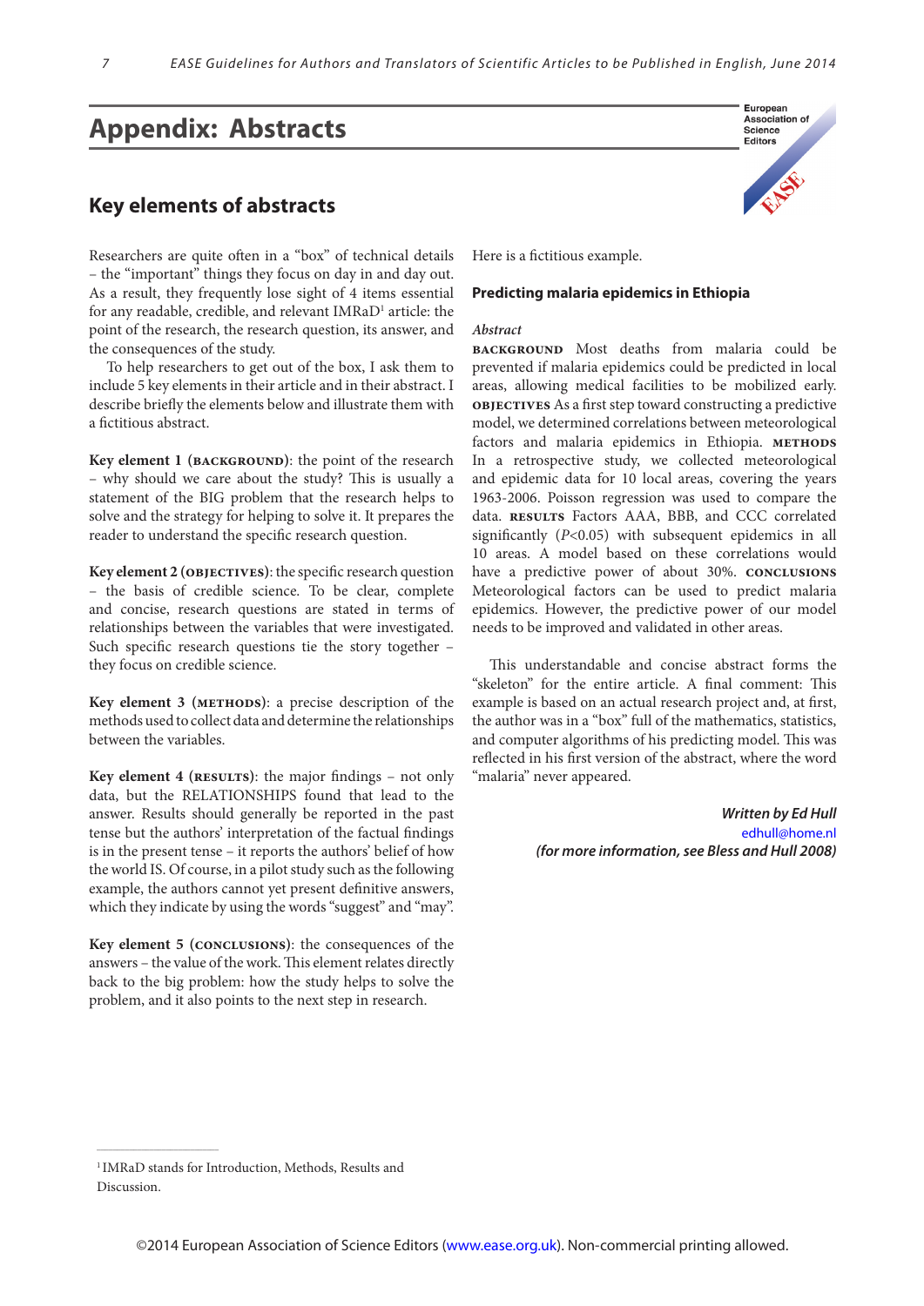# Appendix: Abstracts

## Key elements of abstracts

Researchers are quite often in a "box" of technical details – the "important" things they focus on day in and day out. As a result, they frequently lose sight of 4 items essential for any readable, credible, and relevant IMRaD[1] article: the point of the research, the research question, its answer, and the consequences of the study.

To help researchers to get out of the box, I ask them to include 5 key elements in their article and in their abstract. I describe briefly the elements below and illustrate them with a fictitious abstract.

**Key element 1 (BACKGROUND)**: the point of the research – why should we care about the study? This is usually a statement of the BIG problem that the research helps to solve and the strategy for helping to solve it. It prepares the reader to understand the specific research question.

**Key element 2 (OBJECTIVES)**: the specific research question – the basis of credible science. To be clear, complete and concise, research questions are stated in terms of relationships between the variables that were investigated. Such specific research questions tie the story together – they focus on credible science.

**Key element 3 (METHODS)**: a precise description of the methods used to collect data and determine the relationships between the variables.

**Key element 4 (RESULTS)**: the major findings – not only data, but the RELATIONSHIPS found that lead to the answer. Results should generally be reported in the past tense but the authors' interpretation of the factual findings is in the present tense – it reports the authors' belief of how the world IS. Of course, in a pilot study such as the following example, the authors cannot yet present definitive answers, which they indicate by using the words "suggest" and "may".

**Key element 5 (CONCLUSIONS)**: the consequences of the answers – the value of the work. This element relates directly back to the big problem: how the study helps to solve the problem, and it also points to the next step in research.

Here is a fictitious example.

**Predicting malaria epidemics in Ethiopia**

*Abstract*

**BACKGROUND** Most deaths from malaria could be prevented if malaria epidemics could be predicted in local areas, allowing medical facilities to be mobilized early. **OBJECTIVES** As a first step toward constructing a predictive model, we determined correlations between meteorological factors and malaria epidemics in Ethiopia. **METHODS** In a retrospective study, we collected meteorological and epidemic data for 10 local areas, covering the years 1963-2006. Poisson regression was used to compare the data. **RESULTS** Factors AAA, BBB, and CCC correlated significantly ($P$<0.05) with subsequent epidemics in all 10 areas. A model based on these correlations would have a predictive power of about 30%. **CONCLUSIONS** Meteorological factors can be used to predict malaria epidemics. However, the predictive power of our model needs to be improved and validated in other areas.

This understandable and concise abstract forms the "skeleton" for the entire article. A final comment: This example is based on an actual research project and, at first, the author was in a "box" full of the mathematics, statistics, and computer algorithms of his predicting model. This was reflected in his first version of the abstract, where the word "malaria" never appeared.

***Written by Ed Hull***
edhull@home.nl
***(for more information, see Bless and Hull 2008)***

[1] IMRaD stands for Introduction, Methods, Results and Discussion.

©2014 European Association of Science Editors (www.ease.org.uk). Non-commercial printing allowed.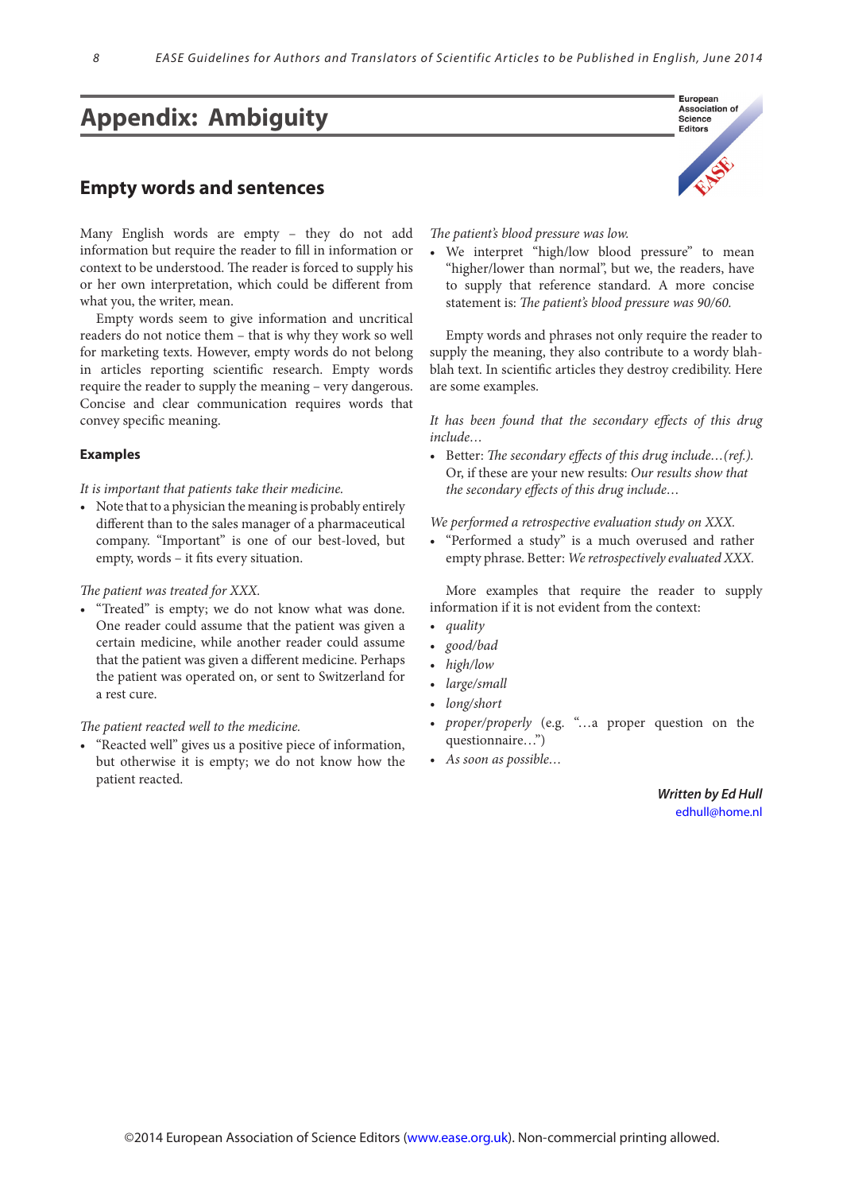# Appendix: Ambiguity

## Empty words and sentences

Many English words are empty – they do not add information but require the reader to fill in information or context to be understood. The reader is forced to supply his or her own interpretation, which could be different from what you, the writer, mean.

Empty words seem to give information and uncritical readers do not notice them – that is why they work so well for marketing texts. However, empty words do not belong in articles reporting scientific research. Empty words require the reader to supply the meaning – very dangerous. Concise and clear communication requires words that convey specific meaning.

### Examples

*It is important that patients take their medicine.*

- Note that to a physician the meaning is probably entirely different than to the sales manager of a pharmaceutical company. "Important" is one of our best-loved, but empty, words – it fits every situation.

*The patient was treated for XXX.*

- "Treated" is empty; we do not know what was done. One reader could assume that the patient was given a certain medicine, while another reader could assume that the patient was given a different medicine. Perhaps the patient was operated on, or sent to Switzerland for a rest cure.

*The patient reacted well to the medicine.*

- "Reacted well" gives us a positive piece of information, but otherwise it is empty; we do not know how the patient reacted.

*The patient's blood pressure was low.*

- We interpret "high/low blood pressure" to mean "higher/lower than normal", but we, the readers, have to supply that reference standard. A more concise statement is: *The patient's blood pressure was 90/60.*

Empty words and phrases not only require the reader to supply the meaning, they also contribute to a wordy blah-blah text. In scientific articles they destroy credibility. Here are some examples.

*It has been found that the secondary effects of this drug include…*

- Better: *The secondary effects of this drug include…(ref.).* Or, if these are your new results: *Our results show that the secondary effects of this drug include…*

*We performed a retrospective evaluation study on XXX.*

- "Performed a study" is a much overused and rather empty phrase. Better: *We retrospectively evaluated XXX.*

More examples that require the reader to supply information if it is not evident from the context:

- *quality*
- *good/bad*
- *high/low*
- *large/small*
- *long/short*
- *proper/properly* (e.g. "…a proper question on the questionnaire…")
- *As soon as possible…*

***Written by Ed Hull***
edhull@home.nl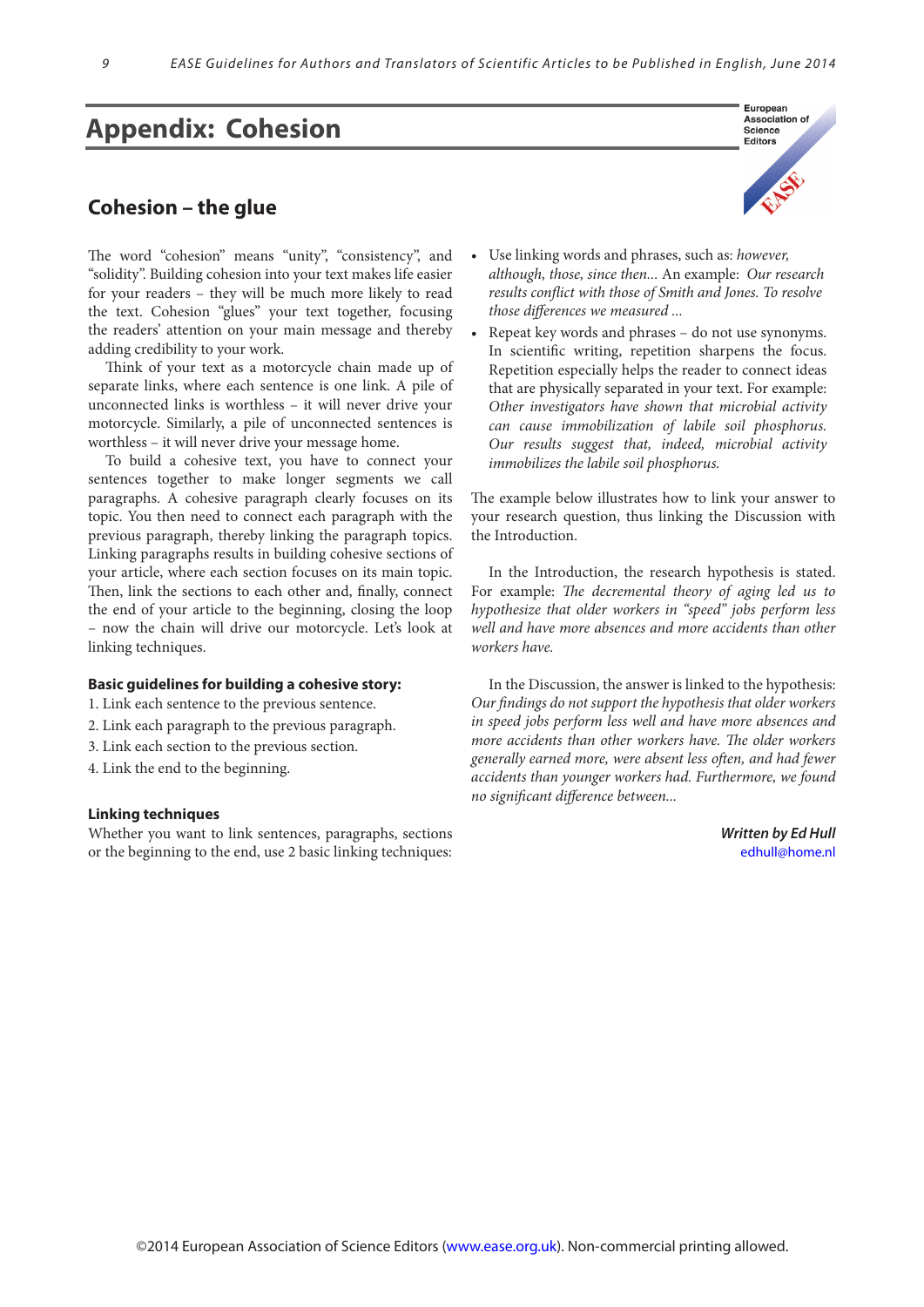# Appendix: Cohesion

## Cohesion – the glue

The word "cohesion" means "unity", "consistency", and "solidity". Building cohesion into your text makes life easier for your readers – they will be much more likely to read the text. Cohesion "glues" your text together, focusing the readers' attention on your main message and thereby adding credibility to your work.

Think of your text as a motorcycle chain made up of separate links, where each sentence is one link. A pile of unconnected links is worthless – it will never drive your motorcycle. Similarly, a pile of unconnected sentences is worthless – it will never drive your message home.

To build a cohesive text, you have to connect your sentences together to make longer segments we call paragraphs. A cohesive paragraph clearly focuses on its topic. You then need to connect each paragraph with the previous paragraph, thereby linking the paragraph topics. Linking paragraphs results in building cohesive sections of your article, where each section focuses on its main topic. Then, link the sections to each other and, finally, connect the end of your article to the beginning, closing the loop – now the chain will drive our motorcycle. Let's look at linking techniques.

**Basic guidelines for building a cohesive story:**

1. Link each sentence to the previous sentence.
2. Link each paragraph to the previous paragraph.
3. Link each section to the previous section.
4. Link the end to the beginning.

**Linking techniques**

Whether you want to link sentences, paragraphs, sections or the beginning to the end, use 2 basic linking techniques:

- Use linking words and phrases, such as: *however, although, those, since then...* An example: *Our research results conflict with those of Smith and Jones. To resolve those differences we measured ...*
- Repeat key words and phrases – do not use synonyms. In scientific writing, repetition sharpens the focus. Repetition especially helps the reader to connect ideas that are physically separated in your text. For example: *Other investigators have shown that microbial activity can cause immobilization of labile soil phosphorus. Our results suggest that, indeed, microbial activity immobilizes the labile soil phosphorus.*

The example below illustrates how to link your answer to your research question, thus linking the Discussion with the Introduction.

In the Introduction, the research hypothesis is stated. For example: *The decremental theory of aging led us to hypothesize that older workers in "speed" jobs perform less well and have more absences and more accidents than other workers have.*

In the Discussion, the answer is linked to the hypothesis: *Our findings do not support the hypothesis that older workers in speed jobs perform less well and have more absences and more accidents than other workers have. The older workers generally earned more, were absent less often, and had fewer accidents than younger workers had. Furthermore, we found no significant difference between...*

***Written by Ed Hull***
edhull@home.nl

©2014 European Association of Science Editors (www.ease.org.uk). Non-commercial printing allowed.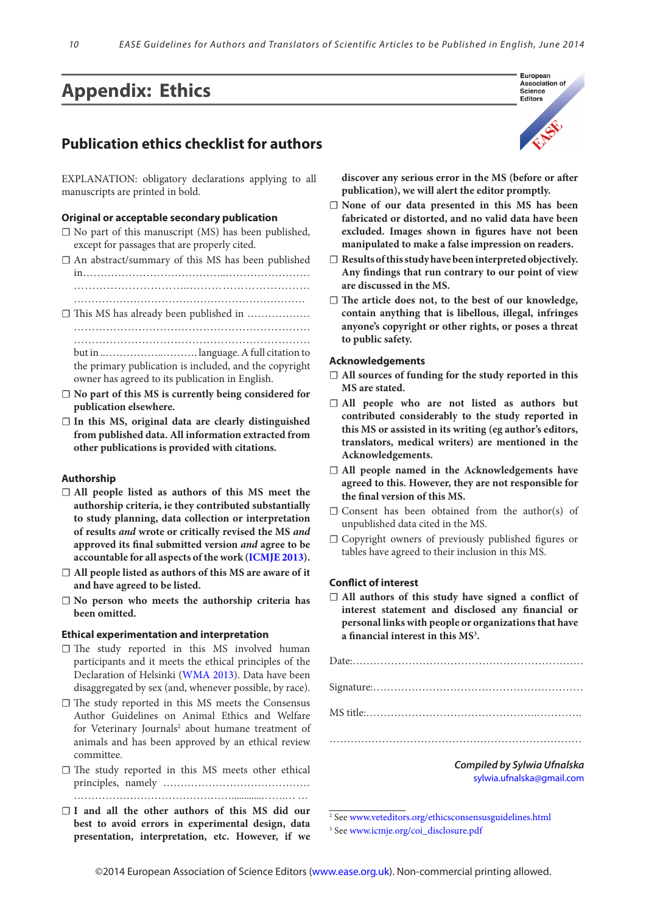# Appendix: Ethics

European Association of Science Editors

## Publication ethics checklist for authors

EXPLANATION: obligatory declarations applying to all manuscripts are printed in bold.

### Original or acceptable secondary publication

- ☐ No part of this manuscript (MS) has been published, except for passages that are properly cited.
- ☐ An abstract/summary of this MS has been published in…………………………………………………………………………………………………………………………………………………………………
- ☐ This MS has already been published in ……………………………………………………………………………………………………………………………… but in ………………………… language. A full citation to the primary publication is included, and the copyright owner has agreed to its publication in English.
- ☐ **No part of this MS is currently being considered for publication elsewhere.**
- ☐ **In this MS, original data are clearly distinguished from published data. All information extracted from other publications is provided with citations.**

### Authorship

- ☐ **All people listed as authors of this MS meet the authorship criteria, ie they contributed substantially to study planning, data collection or interpretation of results *and* wrote or critically revised the MS *and* approved its final submitted version *and* agree to be accountable for all aspects of the work (ICMJE 2013).**
- ☐ **All people listed as authors of this MS are aware of it and have agreed to be listed.**
- ☐ **No person who meets the authorship criteria has been omitted.**

### Ethical experimentation and interpretation

- ☐ The study reported in this MS involved human participants and it meets the ethical principles of the Declaration of Helsinki (WMA 2013). Data have been disaggregated by sex (and, whenever possible, by race).
- ☐ The study reported in this MS meets the Consensus Author Guidelines on Animal Ethics and Welfare for Veterinary Journals[2] about humane treatment of animals and has been approved by an ethical review committee.
- ☐ The study reported in this MS meets other ethical principles, namely ……………………………………………………………………………………
- ☐ **I and all the other authors of this MS did our best to avoid errors in experimental design, data presentation, interpretation, etc. However, if we discover any serious error in the MS (before or after publication), we will alert the editor promptly.**
- ☐ **None of our data presented in this MS has been fabricated or distorted, and no valid data have been excluded. Images shown in figures have not been manipulated to make a false impression on readers.**
- ☐ **Results of this study have been interpreted objectively. Any findings that run contrary to our point of view are discussed in the MS.**
- ☐ **The article does not, to the best of our knowledge, contain anything that is libellous, illegal, infringes anyone's copyright or other rights, or poses a threat to public safety.**

### Acknowledgements

- ☐ **All sources of funding for the study reported in this MS are stated.**
- ☐ **All people who are not listed as authors but contributed considerably to the study reported in this MS or assisted in its writing (eg author's editors, translators, medical writers) are mentioned in the Acknowledgements.**
- ☐ **All people named in the Acknowledgements have agreed to this. However, they are not responsible for the final version of this MS.**
- ☐ Consent has been obtained from the author(s) of unpublished data cited in the MS.
- ☐ Copyright owners of previously published figures or tables have agreed to their inclusion in this MS.

### Conflict of interest

- ☐ **All authors of this study have signed a conflict of interest statement and disclosed any financial or personal links with people or organizations that have a financial interest in this MS[3].**

Date:…………………………………………………………………

Signature:……………………………………………………………

MS title:………………………………………………………………

…………………………………………………………………………

*Compiled by Sylwia Ufnalska*
sylwia.ufnalska@gmail.com

[2] See www.veteditors.org/ethicsconsensusguidelines.html

[3] See www.icmje.org/coi_disclosure.pdf

©2014 European Association of Science Editors (www.ease.org.uk). Non-commercial printing allowed.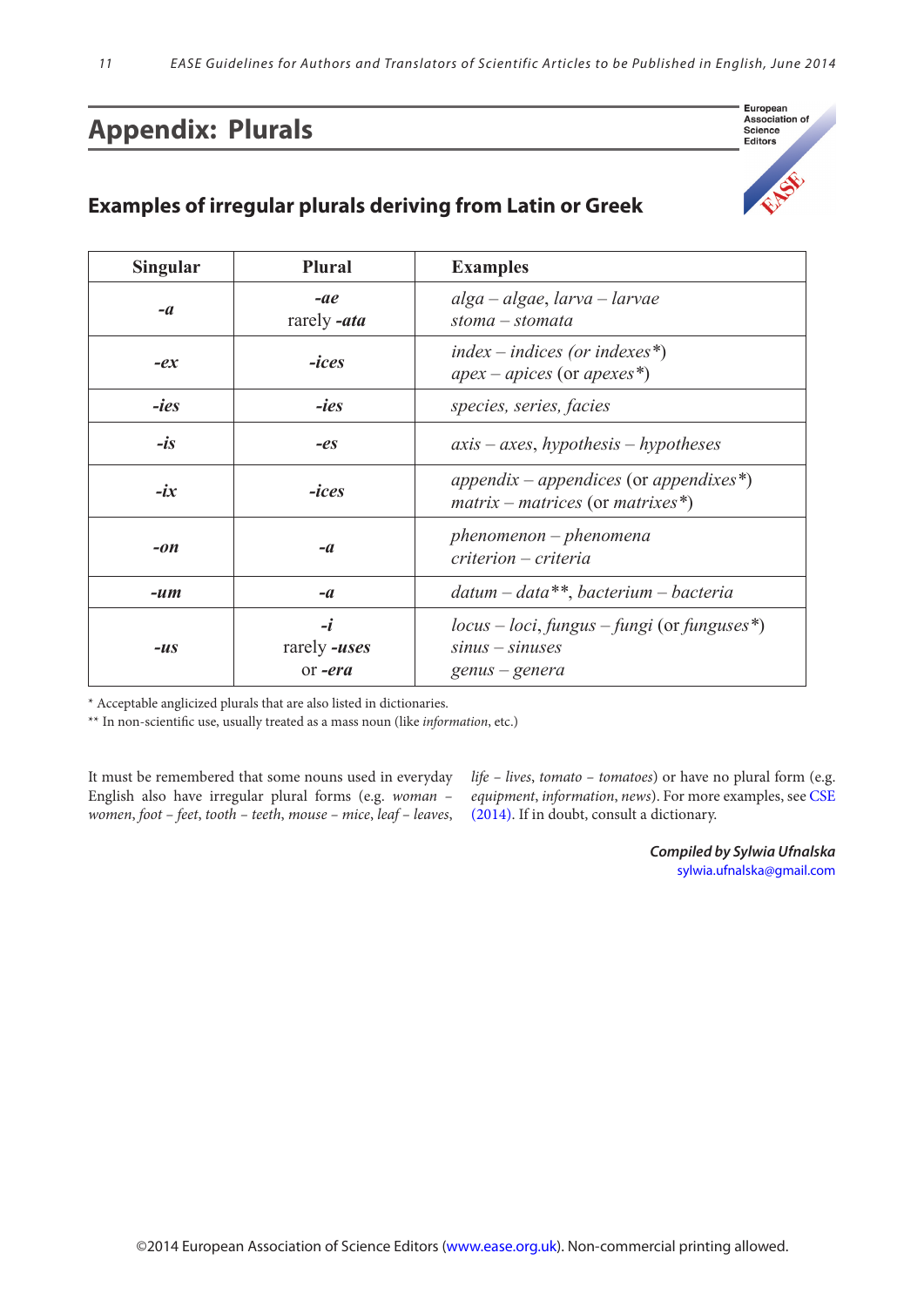## Appendix: Plurals

### Examples of irregular plurals deriving from Latin or Greek

| Singular | Plural | Examples |
|---|---|---|
| ***-a*** | ***-ae*** rarely ***-ata*** | *alga – algae*, *larva – larvae* *stoma – stomata* |
| ***-ex*** | ***-ices*** | *index – indices (or indexes\*)* *apex – apices* (or *apexes\**) |
| ***-ies*** | ***-ies*** | *species, series, facies* |
| ***-is*** | ***-es*** | *axis – axes*, *hypothesis – hypotheses* |
| ***-ix*** | ***-ices*** | *appendix – appendices* (or *appendixes\**) *matrix – matrices* (or *matrixes\**) |
| ***-on*** | ***-a*** | *phenomenon – phenomena* *criterion – criteria* |
| ***-um*** | ***-a*** | *datum – data\*\**, *bacterium – bacteria* |
| ***-us*** | ***-i*** rarely ***-uses*** or ***-era*** | *locus – loci*, *fungus – fungi* (or *funguses\**) *sinus – sinuses* *genus – genera* |

\* Acceptable anglicized plurals that are also listed in dictionaries.

\*\* In non-scientific use, usually treated as a mass noun (like *information*, etc.)

It must be remembered that some nouns used in everyday English also have irregular plural forms (e.g. *woman – women*, *foot – feet*, *tooth – teeth*, *mouse – mice*, *leaf – leaves*, *life – lives*, *tomato – tomatoes*) or have no plural form (e.g. *equipment*, *information*, *news*). For more examples, see CSE (2014). If in doubt, consult a dictionary.

***Compiled by Sylwia Ufnalska***
sylwia.ufnalska@gmail.com

©2014 European Association of Science Editors (www.ease.org.uk). Non-commercial printing allowed.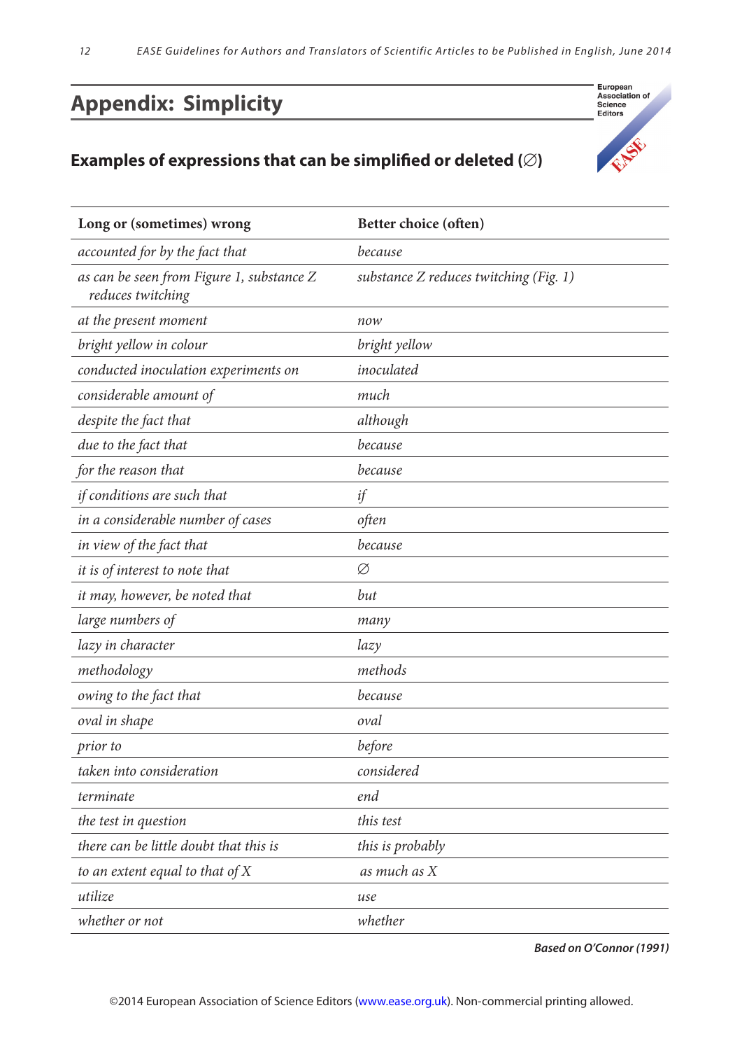# Appendix: Simplicity

## Examples of expressions that can be simplified or deleted (∅)

| Long or (sometimes) wrong | Better choice (often) |
|---|---|
| *accounted for by the fact that* | *because* |
| *as can be seen from Figure 1, substance Z reduces twitching* | *substance Z reduces twitching (Fig. 1)* |
| *at the present moment* | *now* |
| *bright yellow in colour* | *bright yellow* |
| *conducted inoculation experiments on* | *inoculated* |
| *considerable amount of* | *much* |
| *despite the fact that* | *although* |
| *due to the fact that* | *because* |
| *for the reason that* | *because* |
| *if conditions are such that* | *if* |
| *in a considerable number of cases* | *often* |
| *in view of the fact that* | *because* |
| *it is of interest to note that* | ∅ |
| *it may, however, be noted that* | *but* |
| *large numbers of* | *many* |
| *lazy in character* | *lazy* |
| *methodology* | *methods* |
| *owing to the fact that* | *because* |
| *oval in shape* | *oval* |
| *prior to* | *before* |
| *taken into consideration* | *considered* |
| *terminate* | *end* |
| *the test in question* | *this test* |
| *there can be little doubt that this is* | *this is probably* |
| *to an extent equal to that of X* | *as much as X* |
| *utilize* | *use* |
| *whether or not* | *whether* |

***Based on O'Connor (1991)***

©2014 European Association of Science Editors (www.ease.org.uk). Non-commercial printing allowed.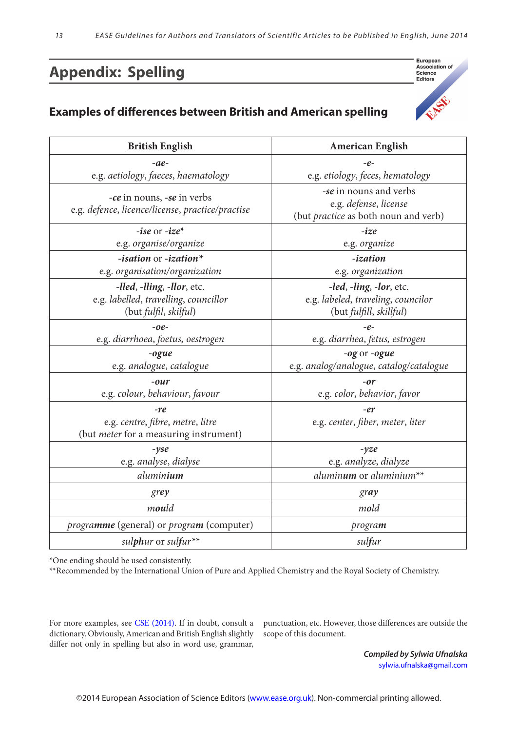# Appendix: Spelling

## Examples of differences between British and American spelling

| British English | American English |
|---|---|
| *-ae-* e.g. *aetiology, faeces, haematology* | *-e-* e.g. *etiology, feces, hematology* |
| -***ce*** in nouns, -***se*** in verbs e.g. *defence, licence/license, practice/practise* | -***se*** in nouns and verbs e.g. *defense, license* (but *practice* as both noun and verb) |
| -***ise*** or -***ize****[*] e.g. *organise/organize* | -***ize*** e.g. *organize* |
| -***isation*** or -***ization****[*] e.g. *organisation/organization* | -***ization*** e.g. *organization* |
| -***lled***, -***lling***, -***llor***, etc. e.g. *labelled, travelling, councillor* (but *fulfil, skilful*) | -***led***, -***ling***, -***lor***, etc. e.g. *labeled, traveling, councilor* (but *fulfill, skillful*) |
| *-oe-* e.g. *diarrhoea, foetus, oestrogen* | *-e-* e.g. *diarrhea, fetus, estrogen* |
| -***ogue*** e.g. *analogue, catalogue* | -***og*** or -***ogue*** e.g. *analog/analogue, catalog/catalogue* |
| -***our*** e.g. *colour, behaviour, favour* | -***or*** e.g. *color, behavior, favor* |
| -***re*** e.g. *centre, fibre, metre, litre* (but *meter* for a measuring instrument) | -***er*** e.g. *center, fiber, meter, liter* |
| -***yse*** e.g. *analyse, dialyse* | -***yze*** e.g. *analyze, dialyze* |
| *alumin**ium*** | *alumin**um*** or *aluminium*[**] |
| *gr**e**y* | *gr**a**y* |
| *m**ou**ld* | *m**o**ld* |
| *program**me*** (general) or *progra**m*** (computer) | *progra**m*** |
| *sul**ph**ur* or *sulfur*[**] | *sul**f**ur* |

*One ending should be used consistently.

**Recommended by the International Union of Pure and Applied Chemistry and the Royal Society of Chemistry.

For more examples, see CSE (2014). If in doubt, consult a dictionary. Obviously, American and British English slightly differ not only in spelling but also in word use, grammar, punctuation, etc. However, those differences are outside the scope of this document.

***Compiled by Sylwia Ufnalska***
sylwia.ufnalska@gmail.com

©2014 European Association of Science Editors (www.ease.org.uk). Non-commercial printing allowed.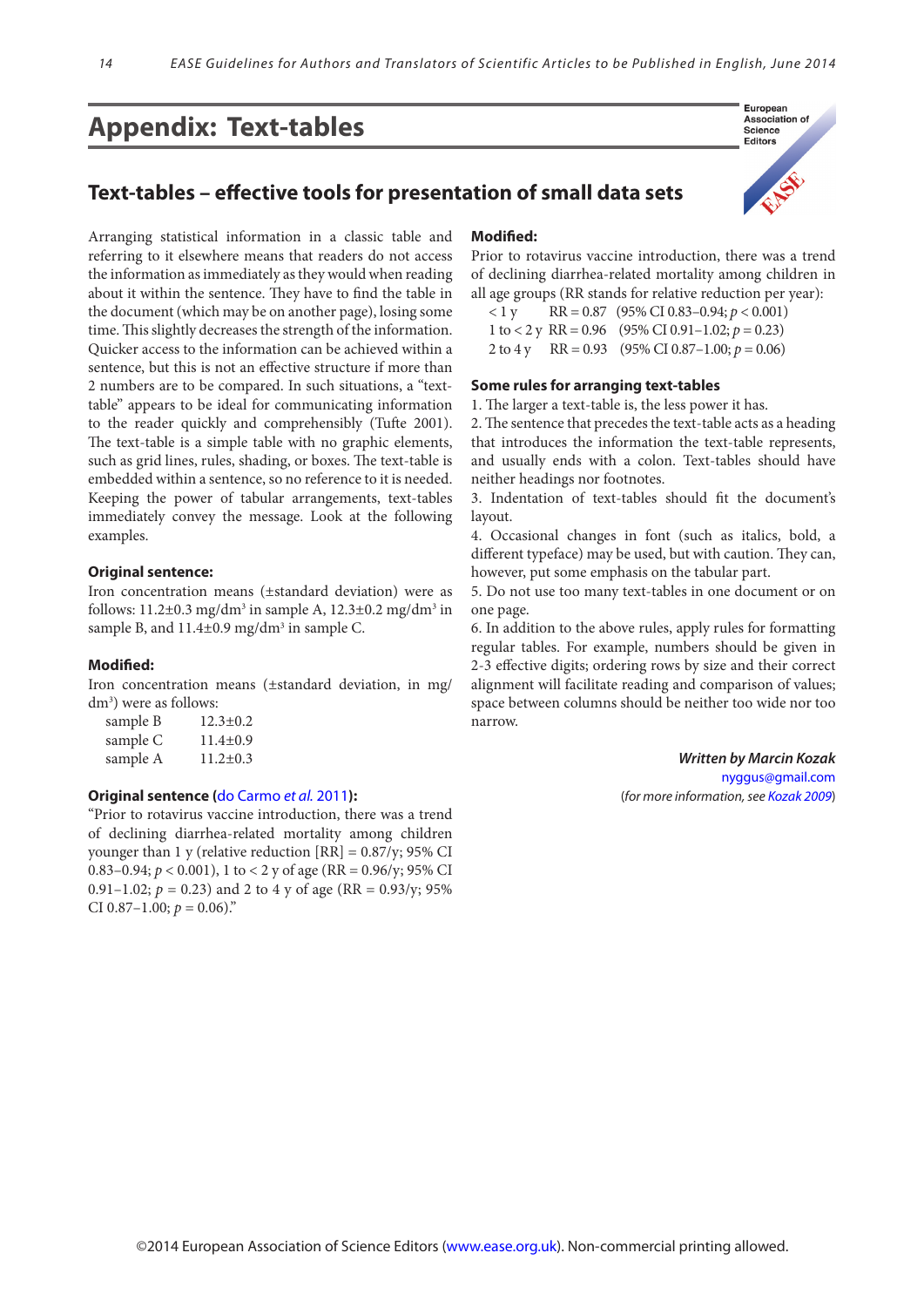# Appendix: Text-tables

## Text-tables – effective tools for presentation of small data sets

Arranging statistical information in a classic table and referring to it elsewhere means that readers do not access the information as immediately as they would when reading about it within the sentence. They have to find the table in the document (which may be on another page), losing some time. This slightly decreases the strength of the information. Quicker access to the information can be achieved within a sentence, but this is not an effective structure if more than 2 numbers are to be compared. In such situations, a "text-table" appears to be ideal for communicating information to the reader quickly and comprehensibly (Tufte 2001). The text-table is a simple table with no graphic elements, such as grid lines, rules, shading, or boxes. The text-table is embedded within a sentence, so no reference to it is needed. Keeping the power of tabular arrangements, text-tables immediately convey the message. Look at the following examples.

**Original sentence:**

Iron concentration means (±standard deviation) were as follows: 11.2±0.3 mg/dm³ in sample A, 12.3±0.2 mg/dm³ in sample B, and 11.4±0.9 mg/dm³ in sample C.

**Modified:**

Iron concentration means (±standard deviation, in mg/dm³) were as follows:

| | |
|---|---|
| sample B | 12.3±0.2 |
| sample C | 11.4±0.9 |
| sample A | 11.2±0.3 |

**Original sentence (do Carmo *et al.* 2011):**

"Prior to rotavirus vaccine introduction, there was a trend of declining diarrhea-related mortality among children younger than 1 y (relative reduction [RR] = 0.87/y; 95% CI 0.83–0.94; $p < 0.001$), 1 to < 2 y of age (RR = 0.96/y; 95% CI 0.91–1.02; $p = 0.23$) and 2 to 4 y of age (RR = 0.93/y; 95% CI 0.87–1.00; $p = 0.06$)."

**Modified:**

Prior to rotavirus vaccine introduction, there was a trend of declining diarrhea-related mortality among children in all age groups (RR stands for relative reduction per year):

| | | |
|---|---|---|
| < 1 y | RR = 0.87 | (95% CI 0.83–0.94; $p < 0.001$) |
| 1 to < 2 y | RR = 0.96 | (95% CI 0.91–1.02; $p = 0.23$) |
| 2 to 4 y | RR = 0.93 | (95% CI 0.87–1.00; $p = 0.06$) |

**Some rules for arranging text-tables**

1. The larger a text-table is, the less power it has.
2. The sentence that precedes the text-table acts as a heading that introduces the information the text-table represents, and usually ends with a colon. Text-tables should have neither headings nor footnotes.
3. Indentation of text-tables should fit the document's layout.
4. Occasional changes in font (such as italics, bold, a different typeface) may be used, but with caution. They can, however, put some emphasis on the tabular part.
5. Do not use too many text-tables in one document or on one page.
6. In addition to the above rules, apply rules for formatting regular tables. For example, numbers should be given in 2-3 effective digits; ordering rows by size and their correct alignment will facilitate reading and comparison of values; space between columns should be neither too wide nor too narrow.

***Written by Marcin Kozak***
nyggus@gmail.com
(*for more information, see Kozak 2009*)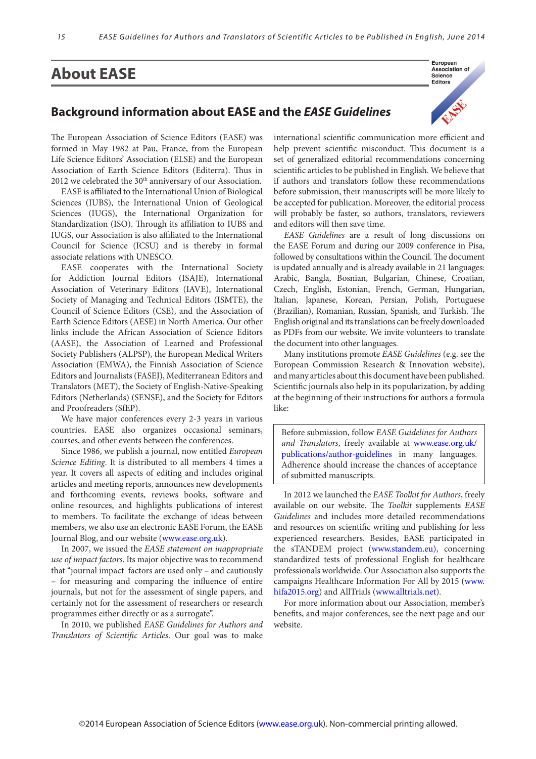# About EASE

## Background information about EASE and the *EASE Guidelines*

The European Association of Science Editors (EASE) was formed in May 1982 at Pau, France, from the European Life Science Editors' Association (ELSE) and the European Association of Earth Science Editors (Editerra). Thus in 2012 we celebrated the 30th anniversary of our Association.

EASE is affiliated to the International Union of Biological Sciences (IUBS), the International Union of Geological Sciences (IUGS), the International Organization for Standardization (ISO). Through its affiliation to IUBS and IUGS, our Association is also affiliated to the International Council for Science (ICSU) and is thereby in formal associate relations with UNESCO.

EASE cooperates with the International Society for Addiction Journal Editors (ISAJE), International Association of Veterinary Editors (IAVE), International Society of Managing and Technical Editors (ISMTE), the Council of Science Editors (CSE), and the Association of Earth Science Editors (AESE) in North America. Our other links include the African Association of Science Editors (AASE), the Association of Learned and Professional Society Publishers (ALPSP), the European Medical Writers Association (EMWA), the Finnish Association of Science Editors and Journalists (FASEJ), Mediterranean Editors and Translators (MET), the Society of English-Native-Speaking Editors (Netherlands) (SENSE), and the Society for Editors and Proofreaders (SfEP).

We have major conferences every 2-3 years in various countries. EASE also organizes occasional seminars, courses, and other events between the conferences.

Since 1986, we publish a journal, now entitled *European Science Editing*. It is distributed to all members 4 times a year. It covers all aspects of editing and includes original articles and meeting reports, announces new developments and forthcoming events, reviews books, software and online resources, and highlights publications of interest to members. To facilitate the exchange of ideas between members, we also use an electronic EASE Forum, the EASE Journal Blog, and our website (www.ease.org.uk).

In 2007, we issued the *EASE statement on inappropriate use of impact factors*. Its major objective was to recommend that "journal impact factors are used only – and cautiously – for measuring and comparing the influence of entire journals, but not for the assessment of single papers, and certainly not for the assessment of researchers or research programmes either directly or as a surrogate".

In 2010, we published *EASE Guidelines for Authors and Translators of Scientific Articles*. Our goal was to make international scientific communication more efficient and help prevent scientific misconduct. This document is a set of generalized editorial recommendations concerning scientific articles to be published in English. We believe that if authors and translators follow these recommendations before submission, their manuscripts will be more likely to be accepted for publication. Moreover, the editorial process will probably be faster, so authors, translators, reviewers and editors will then save time.

*EASE Guidelines* are a result of long discussions on the EASE Forum and during our 2009 conference in Pisa, followed by consultations within the Council. The document is updated annually and is already available in 21 languages: Arabic, Bangla, Bosnian, Bulgarian, Chinese, Croatian, Czech, English, Estonian, French, German, Hungarian, Italian, Japanese, Korean, Persian, Polish, Portuguese (Brazilian), Romanian, Russian, Spanish, and Turkish. The English original and its translations can be freely downloaded as PDFs from our website. We invite volunteers to translate the document into other languages.

Many institutions promote *EASE Guidelines* (e.g. see the European Commission Research & Innovation website), and many articles about this document have been published. Scientific journals also help in its popularization, by adding at the beginning of their instructions for authors a formula like:

> Before submission, follow *EASE Guidelines for Authors and Translators*, freely available at www.ease.org.uk/publications/author-guidelines in many languages. Adherence should increase the chances of acceptance of submitted manuscripts.

In 2012 we launched the *EASE Toolkit for Authors*, freely available on our website. The *Toolkit* supplements *EASE Guidelines* and includes more detailed recommendations and resources on scientific writing and publishing for less experienced researchers. Besides, EASE participated in the sTANDEM project (www.standem.eu), concerning standardized tests of professional English for healthcare professionals worldwide. Our Association also supports the campaigns Healthcare Information For All by 2015 (www.hifa2015.org) and AllTrials (www.alltrials.net).

For more information about our Association, member's benefits, and major conferences, see the next page and our website.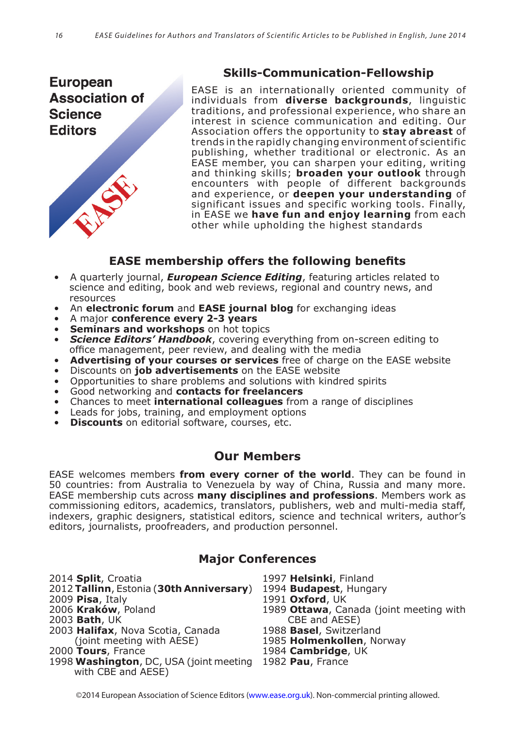**European Association of Science Editors**

EASE

## Skills-Communication-Fellowship

EASE is an internationally oriented community of individuals from **diverse backgrounds**, linguistic traditions, and professional experience, who share an interest in science communication and editing. Our Association offers the opportunity to **stay abreast** of trends in the rapidly changing environment of scientific publishing, whether traditional or electronic. As an EASE member, you can sharpen your editing, writing and thinking skills; **broaden your outlook** through encounters with people of different backgrounds and experience, or **deepen your understanding** of significant issues and specific working tools. Finally, in EASE we **have fun and enjoy learning** from each other while upholding the highest standards

## EASE membership offers the following benefits

- A quarterly journal, ***European Science Editing***, featuring articles related to science and editing, book and web reviews, regional and country news, and resources
- An **electronic forum** and **EASE journal blog** for exchanging ideas
- A major **conference every 2-3 years**
- **Seminars and workshops** on hot topics
- ***Science Editors' Handbook***, covering everything from on-screen editing to office management, peer review, and dealing with the media
- **Advertising of your courses or services** free of charge on the EASE website
- Discounts on **job advertisements** on the EASE website
- Opportunities to share problems and solutions with kindred spirits
- Good networking and **contacts for freelancers**
- Chances to meet **international colleagues** from a range of disciplines
- Leads for jobs, training, and employment options
- **Discounts** on editorial software, courses, etc.

## Our Members

EASE welcomes members **from every corner of the world**. They can be found in 50 countries: from Australia to Venezuela by way of China, Russia and many more. EASE membership cuts across **many disciplines and professions**. Members work as commissioning editors, academics, translators, publishers, web and multi-media staff, indexers, graphic designers, statistical editors, science and technical writers, author's editors, journalists, proofreaders, and production personnel.

## Major Conferences

2014 **Split**, Croatia
2012 **Tallinn**, Estonia (**30th Anniversary**)
2009 **Pisa**, Italy
2006 **Kraków**, Poland
2003 **Bath**, UK
2003 **Halifax**, Nova Scotia, Canada (joint meeting with AESE)
2000 **Tours**, France
1998 **Washington**, DC, USA (joint meeting with CBE and AESE)
1997 **Helsinki**, Finland
1994 **Budapest**, Hungary
1991 **Oxford**, UK
1989 **Ottawa**, Canada (joint meeting with CBE and AESE)
1988 **Basel**, Switzerland
1985 **Holmenkollen**, Norway
1984 **Cambridge**, UK
1982 **Pau**, France

©2014 European Association of Science Editors (www.ease.org.uk). Non-commercial printing allowed.